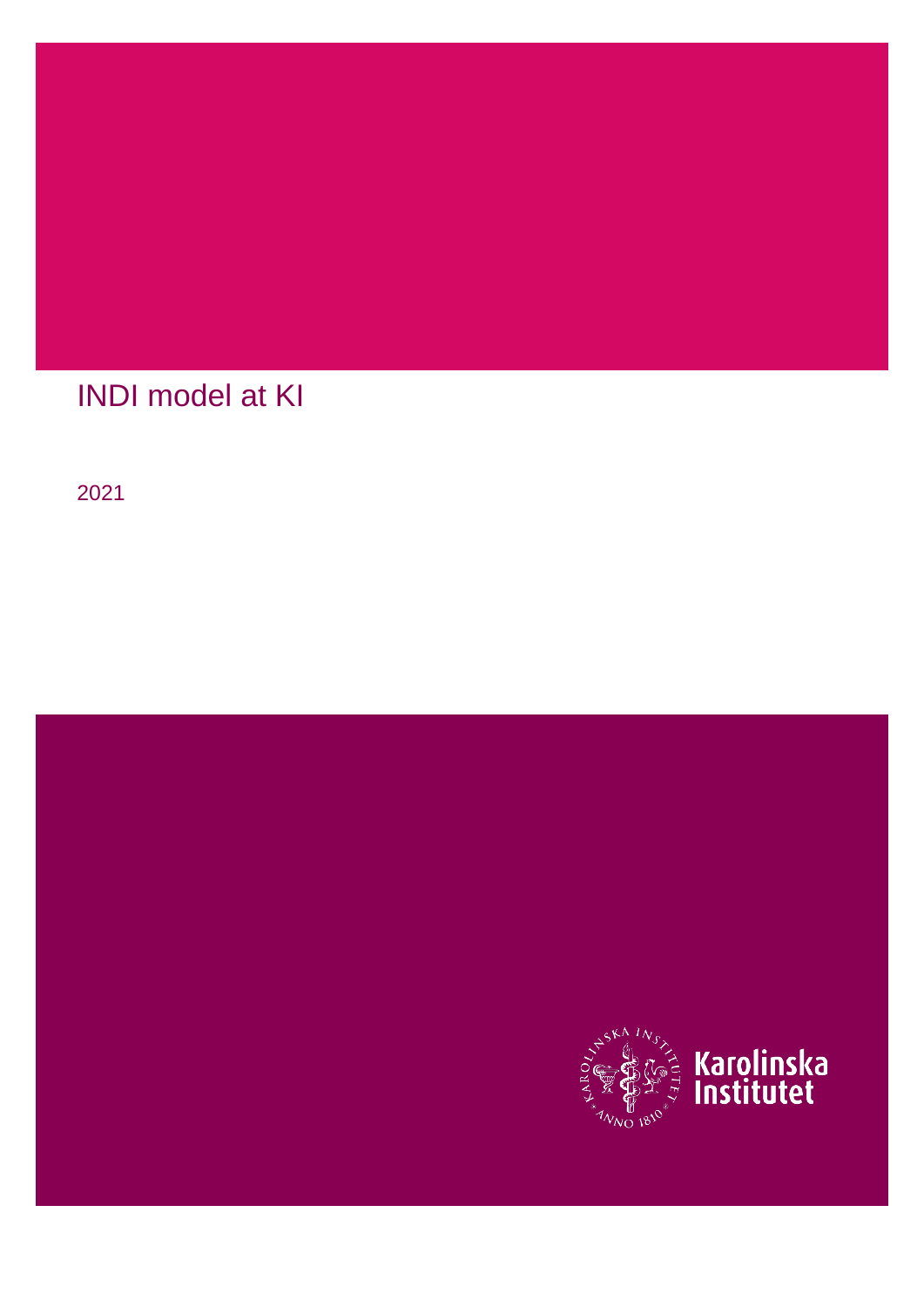# INDI model at KI

2021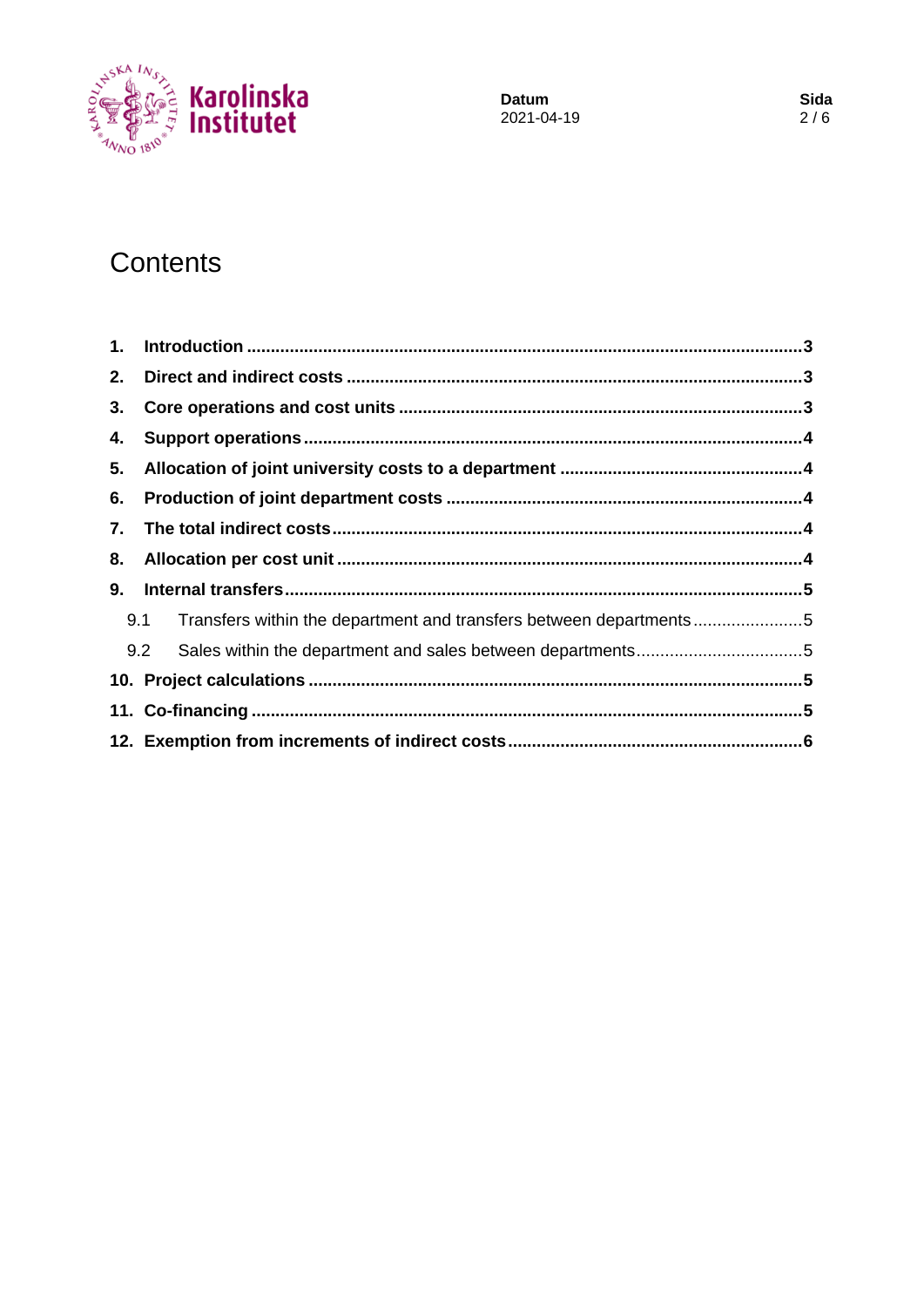# Contents

1. **Introduction** ... 3
2. **Direct and indirect costs** ... 3
3. **Core operations and cost units** ... 3
4. **Support operations** ... 4
5. **Allocation of joint university costs to a department** ... 4
6. **Production of joint department costs** ... 4
7. **The total indirect costs** ... 4
8. **Allocation per cost unit** ... 4
9. **Internal transfers** ... 5
   - 9.1 Transfers within the department and transfers between departments ... 5
   - 9.2 Sales within the department and sales between departments ... 5
10. **Project calculations** ... 5
11. **Co-financing** ... 5
12. **Exemption from increments of indirect costs** ... 6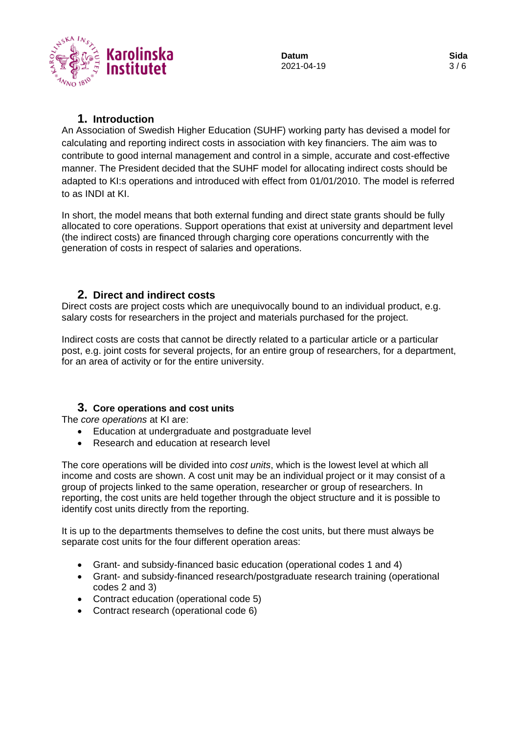## 1. Introduction

An Association of Swedish Higher Education (SUHF) working party has devised a model for calculating and reporting indirect costs in association with key financiers. The aim was to contribute to good internal management and control in a simple, accurate and cost-effective manner. The President decided that the SUHF model for allocating indirect costs should be adapted to KI:s operations and introduced with effect from 01/01/2010. The model is referred to as INDI at KI.

In short, the model means that both external funding and direct state grants should be fully allocated to core operations. Support operations that exist at university and department level (the indirect costs) are financed through charging core operations concurrently with the generation of costs in respect of salaries and operations.

## 2. Direct and indirect costs

Direct costs are project costs which are unequivocally bound to an individual product, e.g. salary costs for researchers in the project and materials purchased for the project.

Indirect costs are costs that cannot be directly related to a particular article or a particular post, e.g. joint costs for several projects, for an entire group of researchers, for a department, for an area of activity or for the entire university.

## 3. Core operations and cost units

The *core operations* at KI are:

- Education at undergraduate and postgraduate level
- Research and education at research level

The core operations will be divided into *cost units*, which is the lowest level at which all income and costs are shown. A cost unit may be an individual project or it may consist of a group of projects linked to the same operation, researcher or group of researchers. In reporting, the cost units are held together through the object structure and it is possible to identify cost units directly from the reporting.

It is up to the departments themselves to define the cost units, but there must always be separate cost units for the four different operation areas:

- Grant- and subsidy-financed basic education (operational codes 1 and 4)
- Grant- and subsidy-financed research/postgraduate research training (operational codes 2 and 3)
- Contract education (operational code 5)
- Contract research (operational code 6)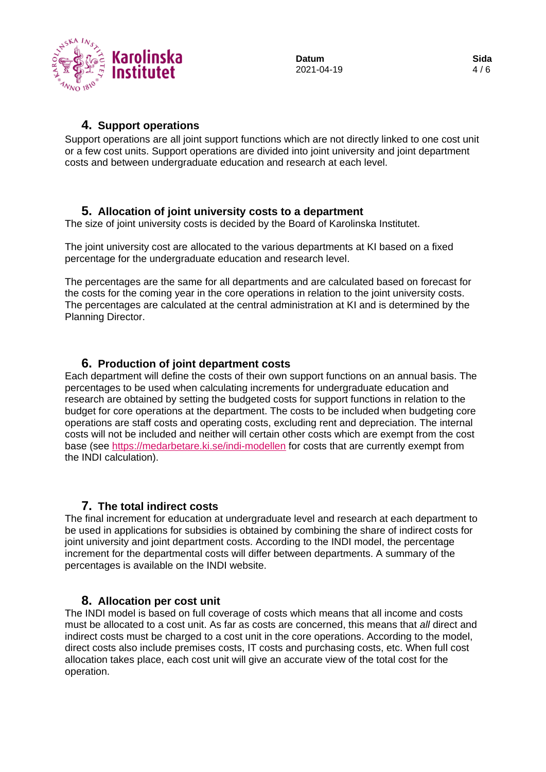## 4. Support operations

Support operations are all joint support functions which are not directly linked to one cost unit or a few cost units. Support operations are divided into joint university and joint department costs and between undergraduate education and research at each level.

## 5. Allocation of joint university costs to a department

The size of joint university costs is decided by the Board of Karolinska Institutet.

The joint university cost are allocated to the various departments at KI based on a fixed percentage for the undergraduate education and research level.

The percentages are the same for all departments and are calculated based on forecast for the costs for the coming year in the core operations in relation to the joint university costs. The percentages are calculated at the central administration at KI and is determined by the Planning Director.

## 6. Production of joint department costs

Each department will define the costs of their own support functions on an annual basis. The percentages to be used when calculating increments for undergraduate education and research are obtained by setting the budgeted costs for support functions in relation to the budget for core operations at the department. The costs to be included when budgeting core operations are staff costs and operating costs, excluding rent and depreciation. The internal costs will not be included and neither will certain other costs which are exempt from the cost base (see [https://medarbetare.ki.se/indi-modellen](https://medarbetare.ki.se/indi-modellen) for costs that are currently exempt from the INDI calculation).

## 7. The total indirect costs

The final increment for education at undergraduate level and research at each department to be used in applications for subsidies is obtained by combining the share of indirect costs for joint university and joint department costs. According to the INDI model, the percentage increment for the departmental costs will differ between departments. A summary of the percentages is available on the INDI website.

## 8. Allocation per cost unit

The INDI model is based on full coverage of costs which means that all income and costs must be allocated to a cost unit. As far as costs are concerned, this means that *all* direct and indirect costs must be charged to a cost unit in the core operations. According to the model, direct costs also include premises costs, IT costs and purchasing costs, etc. When full cost allocation takes place, each cost unit will give an accurate view of the total cost for the operation.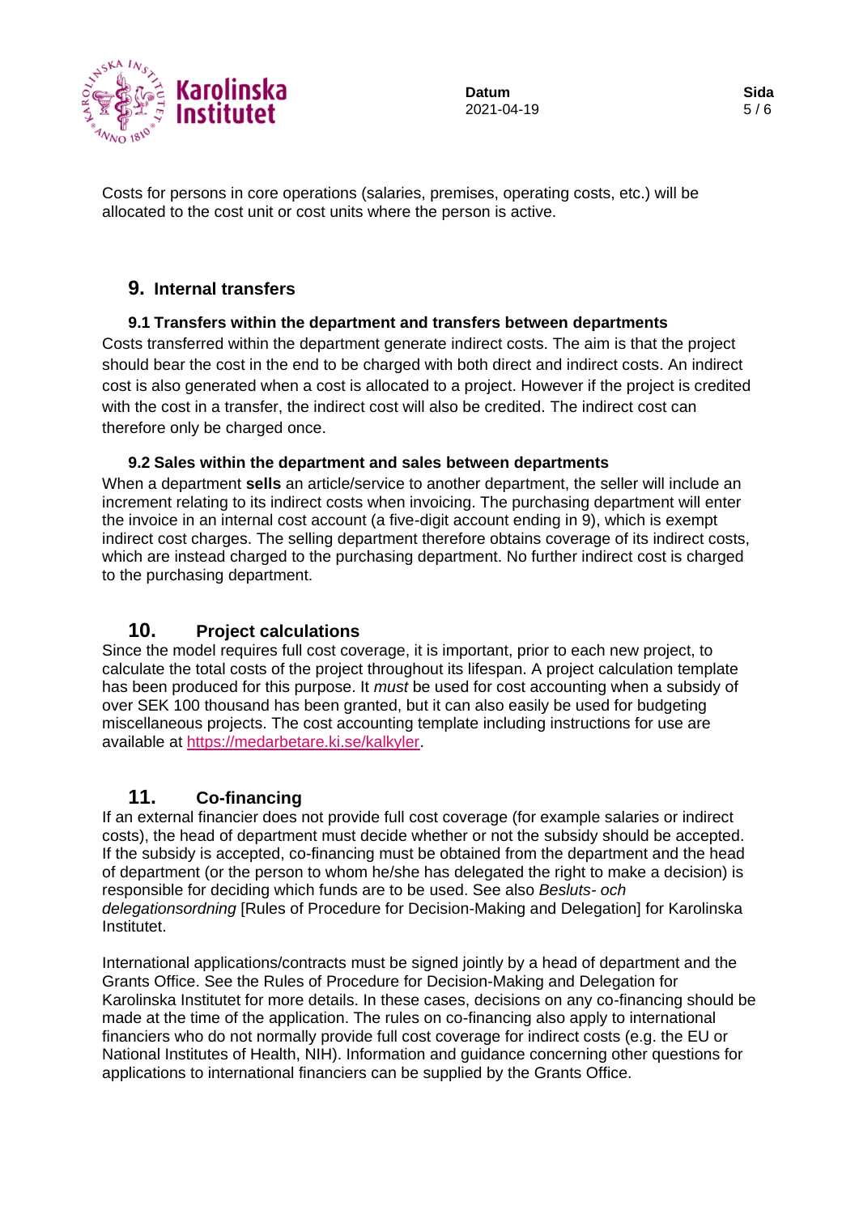Costs for persons in core operations (salaries, premises, operating costs, etc.) will be allocated to the cost unit or cost units where the person is active.

## 9. Internal transfers

### 9.1 Transfers within the department and transfers between departments

Costs transferred within the department generate indirect costs. The aim is that the project should bear the cost in the end to be charged with both direct and indirect costs. An indirect cost is also generated when a cost is allocated to a project. However if the project is credited with the cost in a transfer, the indirect cost will also be credited. The indirect cost can therefore only be charged once.

### 9.2 Sales within the department and sales between departments

When a department **sells** an article/service to another department, the seller will include an increment relating to its indirect costs when invoicing. The purchasing department will enter the invoice in an internal cost account (a five-digit account ending in 9), which is exempt indirect cost charges. The selling department therefore obtains coverage of its indirect costs, which are instead charged to the purchasing department. No further indirect cost is charged to the purchasing department.

## 10. Project calculations

Since the model requires full cost coverage, it is important, prior to each new project, to calculate the total costs of the project throughout its lifespan. A project calculation template has been produced for this purpose. It *must* be used for cost accounting when a subsidy of over SEK 100 thousand has been granted, but it can also easily be used for budgeting miscellaneous projects. The cost accounting template including instructions for use are available at [https://medarbetare.ki.se/kalkyler](https://medarbetare.ki.se/kalkyler).

## 11. Co-financing

If an external financier does not provide full cost coverage (for example salaries or indirect costs), the head of department must decide whether or not the subsidy should be accepted. If the subsidy is accepted, co-financing must be obtained from the department and the head of department (or the person to whom he/she has delegated the right to make a decision) is responsible for deciding which funds are to be used. See also *Besluts- och delegationsordning* [Rules of Procedure for Decision-Making and Delegation] for Karolinska Institutet.

International applications/contracts must be signed jointly by a head of department and the Grants Office. See the Rules of Procedure for Decision-Making and Delegation for Karolinska Institutet for more details. In these cases, decisions on any co-financing should be made at the time of the application. The rules on co-financing also apply to international financiers who do not normally provide full cost coverage for indirect costs (e.g. the EU or National Institutes of Health, NIH). Information and guidance concerning other questions for applications to international financiers can be supplied by the Grants Office.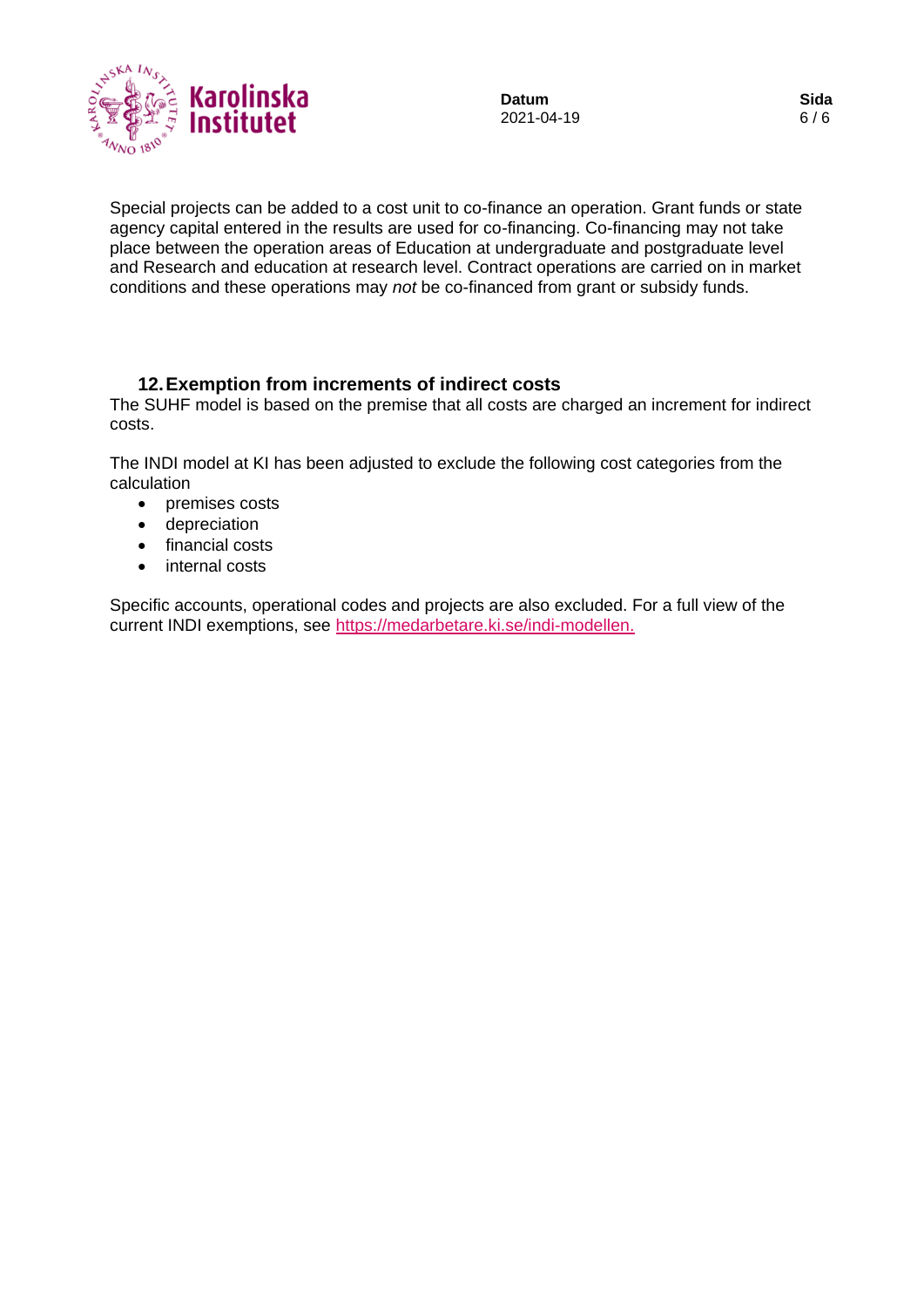Special projects can be added to a cost unit to co-finance an operation. Grant funds or state agency capital entered in the results are used for co-financing. Co-financing may not take place between the operation areas of Education at undergraduate and postgraduate level and Research and education at research level. Contract operations are carried on in market conditions and these operations may *not* be co-financed from grant or subsidy funds.

## 12. Exemption from increments of indirect costs

The SUHF model is based on the premise that all costs are charged an increment for indirect costs.

The INDI model at KI has been adjusted to exclude the following cost categories from the calculation

- premises costs
- depreciation
- financial costs
- internal costs

Specific accounts, operational codes and projects are also excluded. For a full view of the current INDI exemptions, see https://medarbetare.ki.se/indi-modellen.